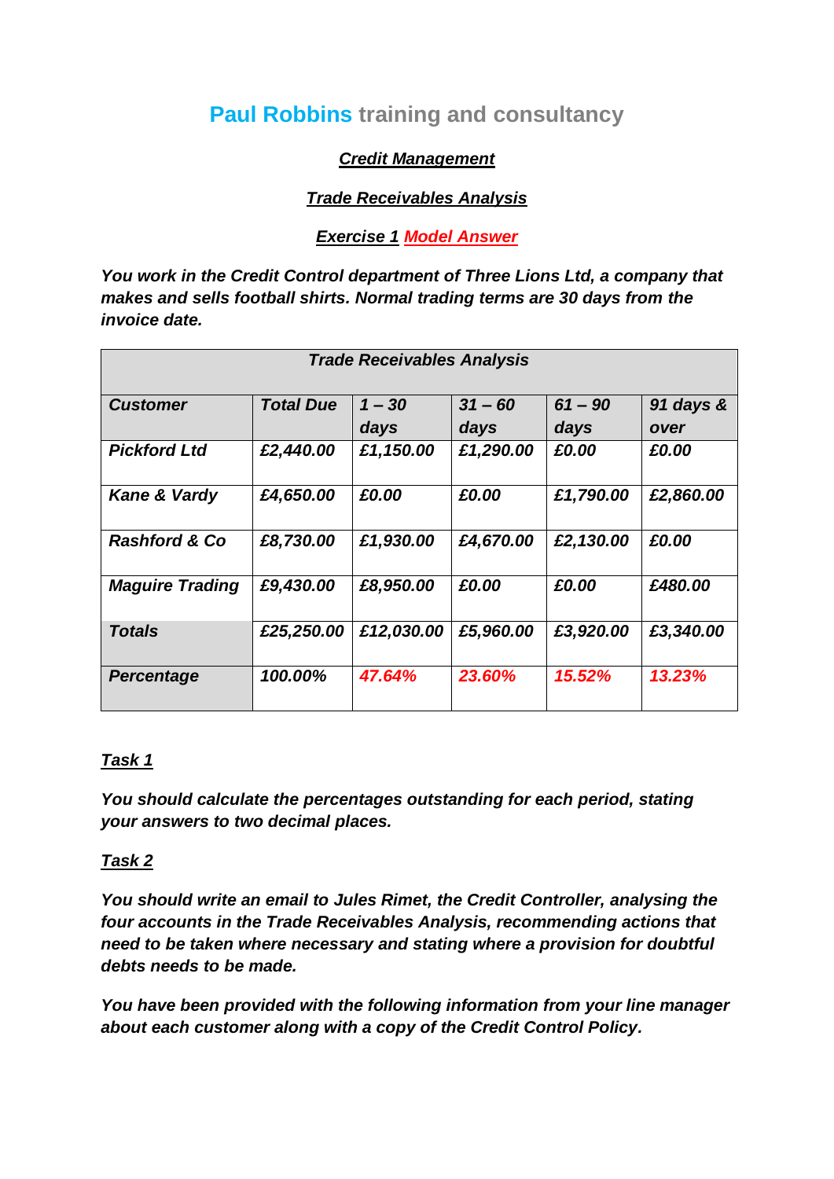# **Paul Robbins** training and consultancy

***Credit Management***

***Trade Receivables Analysis***

***Exercise 1 Model Answer***

***You work in the Credit Control department of Three Lions Ltd, a company that makes and sells football shirts. Normal trading terms are 30 days from the invoice date.***

| ***Trade Receivables Analysis*** | | | | | |
|---|---|---|---|---|---|
| ***Customer*** | ***Total Due*** | ***1 – 30 days*** | ***31 – 60 days*** | ***61 – 90 days*** | ***91 days & over*** |
| ***Pickford Ltd*** | ***£2,440.00*** | ***£1,150.00*** | ***£1,290.00*** | ***£0.00*** | ***£0.00*** |
| ***Kane & Vardy*** | ***£4,650.00*** | ***£0.00*** | ***£0.00*** | ***£1,790.00*** | ***£2,860.00*** |
| ***Rashford & Co*** | ***£8,730.00*** | ***£1,930.00*** | ***£4,670.00*** | ***£2,130.00*** | ***£0.00*** |
| ***Maguire Trading*** | ***£9,430.00*** | ***£8,950.00*** | ***£0.00*** | ***£0.00*** | ***£480.00*** |
| ***Totals*** | ***£25,250.00*** | ***£12,030.00*** | ***£5,960.00*** | ***£3,920.00*** | ***£3,340.00*** |
| ***Percentage*** | ***100.00%*** | ***47.64%*** | ***23.60%*** | ***15.52%*** | ***13.23%*** |

***Task 1***

***You should calculate the percentages outstanding for each period, stating your answers to two decimal places.***

***Task 2***

***You should write an email to Jules Rimet, the Credit Controller, analysing the four accounts in the Trade Receivables Analysis, recommending actions that need to be taken where necessary and stating where a provision for doubtful debts needs to be made.***

***You have been provided with the following information from your line manager about each customer along with a copy of the Credit Control Policy.***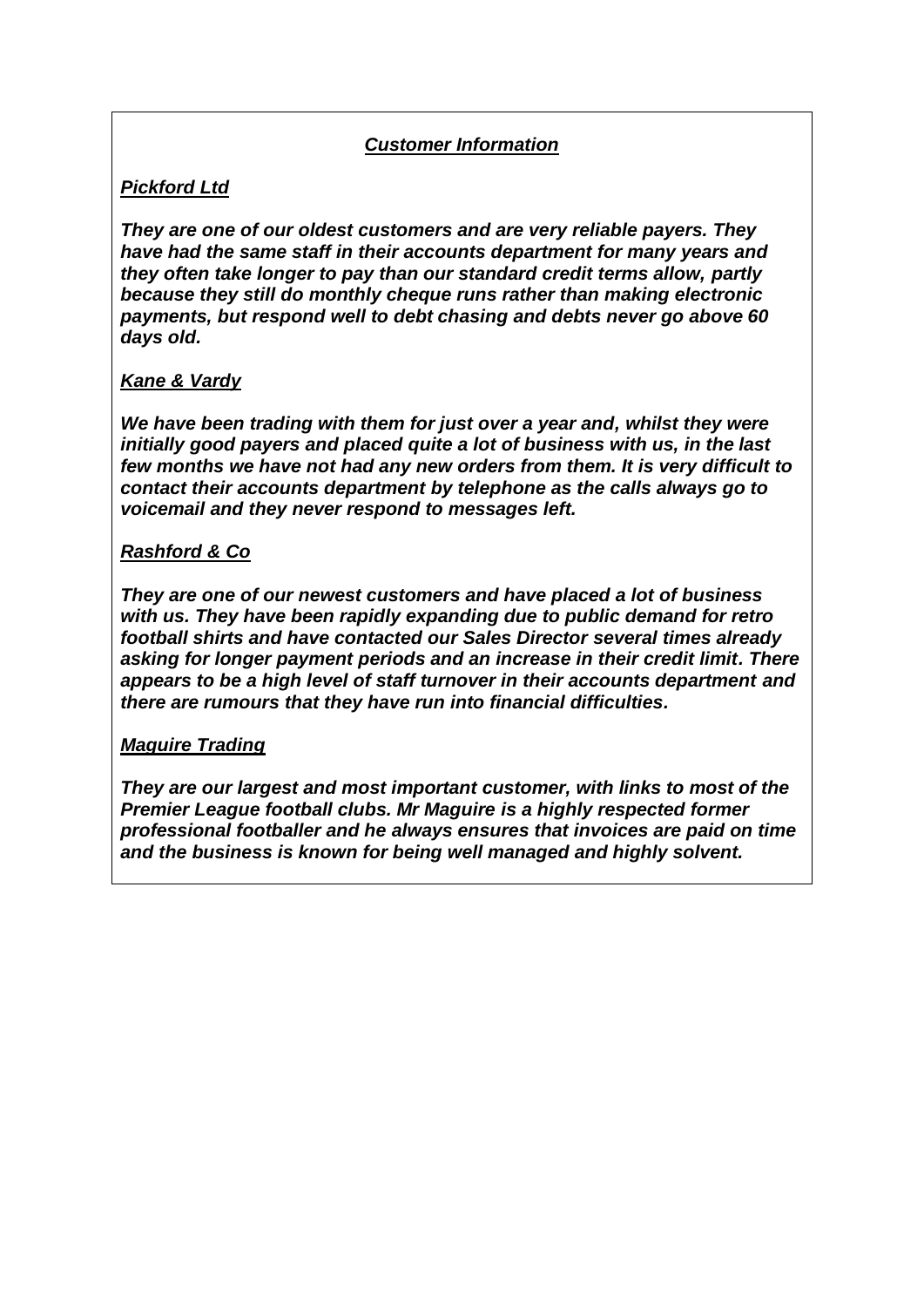## ***Customer Information***

### ***Pickford Ltd***

***They are one of our oldest customers and are very reliable payers. They have had the same staff in their accounts department for many years and they often take longer to pay than our standard credit terms allow, partly because they still do monthly cheque runs rather than making electronic payments, but respond well to debt chasing and debts never go above 60 days old.***

### ***Kane & Vardy***

***We have been trading with them for just over a year and, whilst they were initially good payers and placed quite a lot of business with us, in the last few months we have not had any new orders from them. It is very difficult to contact their accounts department by telephone as the calls always go to voicemail and they never respond to messages left.***

### ***Rashford & Co***

***They are one of our newest customers and have placed a lot of business with us. They have been rapidly expanding due to public demand for retro football shirts and have contacted our Sales Director several times already asking for longer payment periods and an increase in their credit limit. There appears to be a high level of staff turnover in their accounts department and there are rumours that they have run into financial difficulties.***

### ***Maguire Trading***

***They are our largest and most important customer, with links to most of the Premier League football clubs. Mr Maguire is a highly respected former professional footballer and he always ensures that invoices are paid on time and the business is known for being well managed and highly solvent.***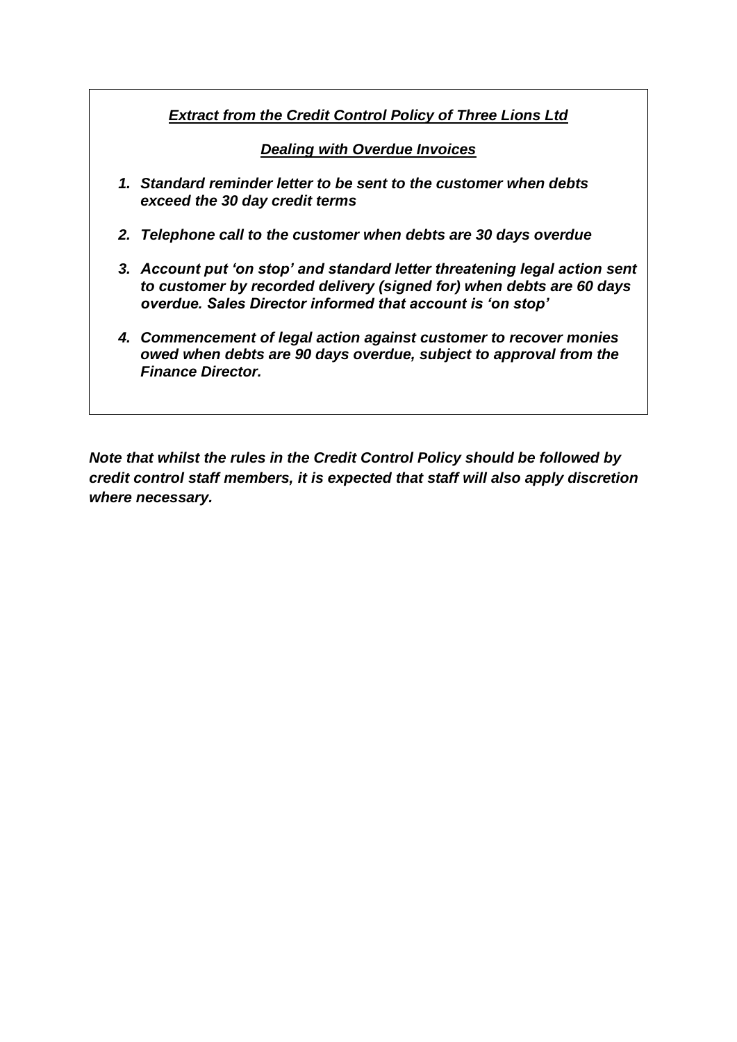***Extract from the Credit Control Policy of Three Lions Ltd***

***Dealing with Overdue Invoices***

1. ***Standard reminder letter to be sent to the customer when debts exceed the 30 day credit terms***

2. ***Telephone call to the customer when debts are 30 days overdue***

3. ***Account put 'on stop' and standard letter threatening legal action sent to customer by recorded delivery (signed for) when debts are 60 days overdue. Sales Director informed that account is 'on stop'***

4. ***Commencement of legal action against customer to recover monies owed when debts are 90 days overdue, subject to approval from the Finance Director.***

***Note that whilst the rules in the Credit Control Policy should be followed by credit control staff members, it is expected that staff will also apply discretion where necessary.***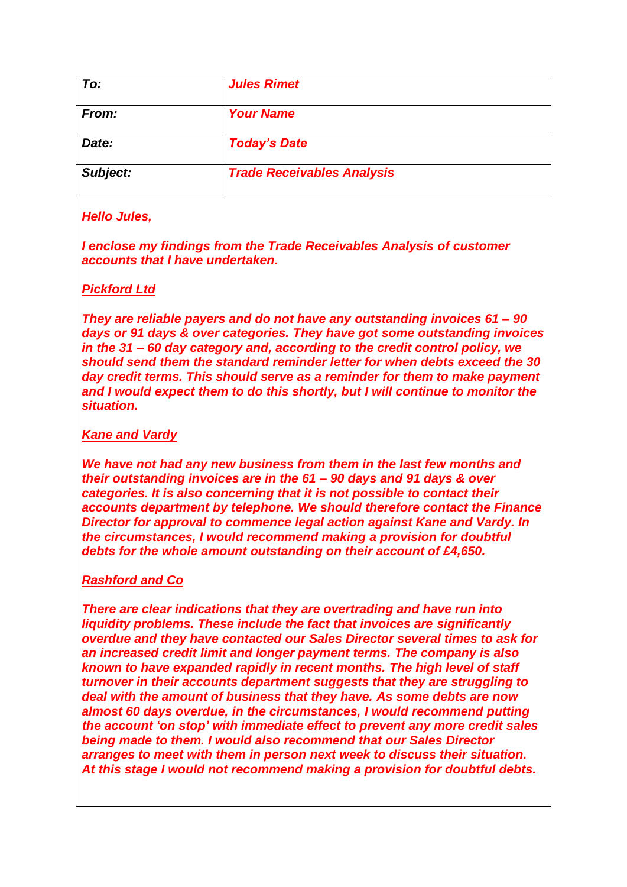| To: | Jules Rimet |
| --- | --- |
| From: | Your Name |
| Date: | Today's Date |
| Subject: | Trade Receivables Analysis |

***Hello Jules,***

***I enclose my findings from the Trade Receivables Analysis of customer accounts that I have undertaken.***

***Pickford Ltd***

***They are reliable payers and do not have any outstanding invoices 61 – 90 days or 91 days & over categories. They have got some outstanding invoices in the 31 – 60 day category and, according to the credit control policy, we should send them the standard reminder letter for when debts exceed the 30 day credit terms. This should serve as a reminder for them to make payment and I would expect them to do this shortly, but I will continue to monitor the situation.***

***Kane and Vardy***

***We have not had any new business from them in the last few months and their outstanding invoices are in the 61 – 90 days and 91 days & over categories. It is also concerning that it is not possible to contact their accounts department by telephone. We should therefore contact the Finance Director for approval to commence legal action against Kane and Vardy. In the circumstances, I would recommend making a provision for doubtful debts for the whole amount outstanding on their account of £4,650.***

***Rashford and Co***

***There are clear indications that they are overtrading and have run into liquidity problems. These include the fact that invoices are significantly overdue and they have contacted our Sales Director several times to ask for an increased credit limit and longer payment terms. The company is also known to have expanded rapidly in recent months. The high level of staff turnover in their accounts department suggests that they are struggling to deal with the amount of business that they have. As some debts are now almost 60 days overdue, in the circumstances, I would recommend putting the account 'on stop' with immediate effect to prevent any more credit sales being made to them. I would also recommend that our Sales Director arranges to meet with them in person next week to discuss their situation. At this stage I would not recommend making a provision for doubtful debts.***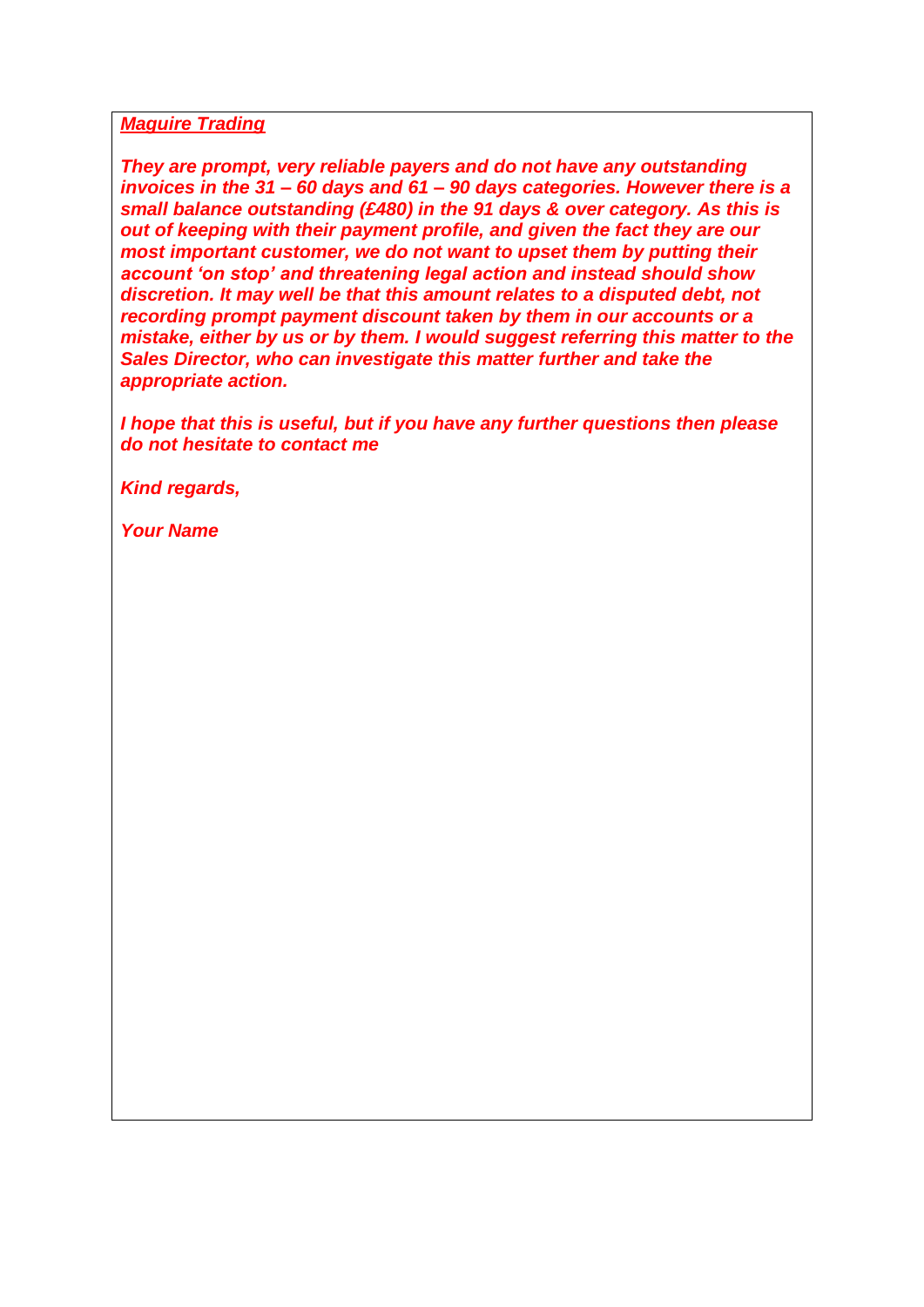***Maguire Trading***

***They are prompt, very reliable payers and do not have any outstanding invoices in the 31 – 60 days and 61 – 90 days categories. However there is a small balance outstanding (£480) in the 91 days & over category. As this is out of keeping with their payment profile, and given the fact they are our most important customer, we do not want to upset them by putting their account 'on stop' and threatening legal action and instead should show discretion. It may well be that this amount relates to a disputed debt, not recording prompt payment discount taken by them in our accounts or a mistake, either by us or by them. I would suggest referring this matter to the Sales Director, who can investigate this matter further and take the appropriate action.***

***I hope that this is useful, but if you have any further questions then please do not hesitate to contact me***

***Kind regards,***

***Your Name***